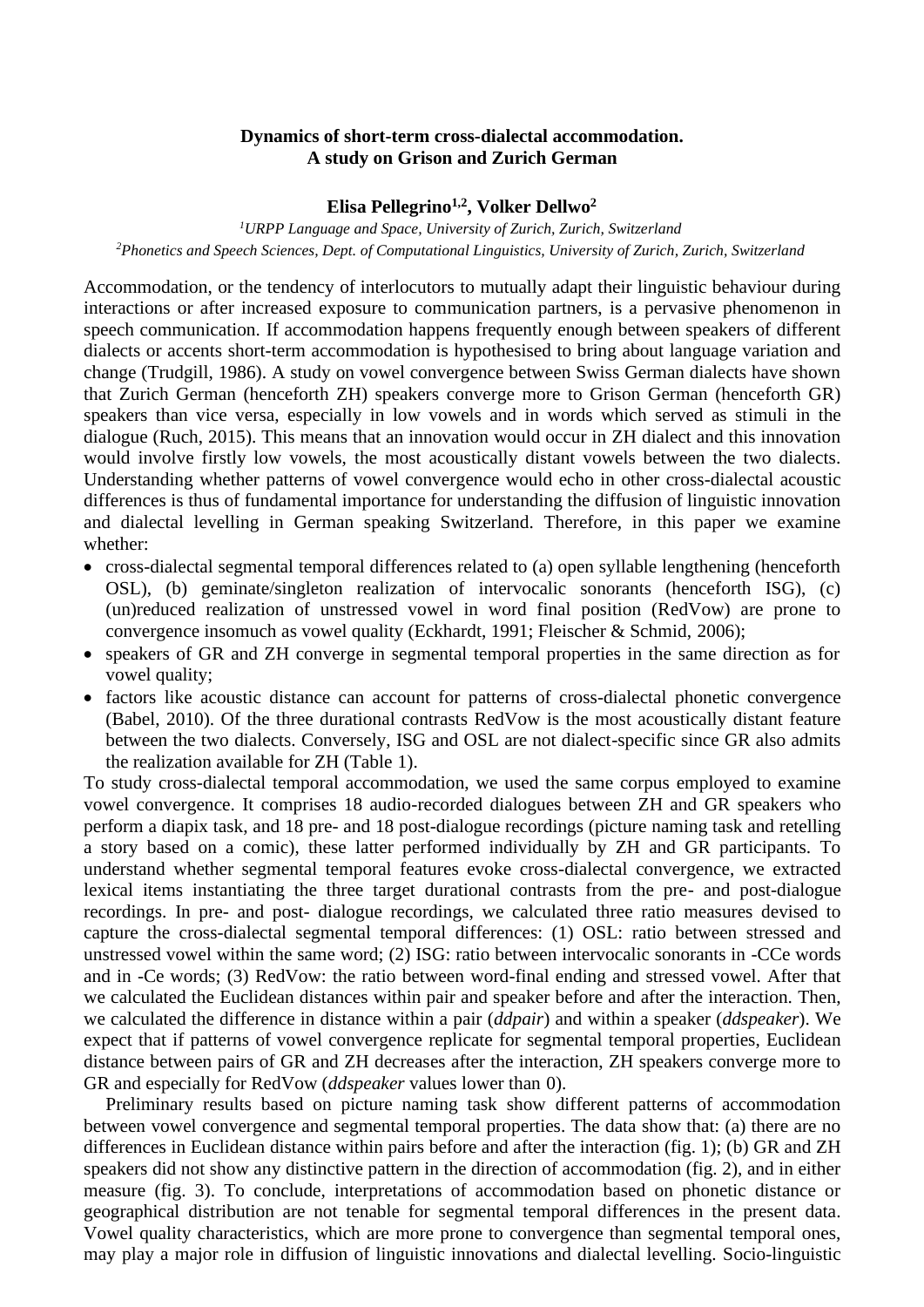# Dynamics of short-term cross-dialectal accommodation. A study on Grison and Zurich German

**Elisa Pellegrino[1,2], Volker Dellwo[2]**

[1]*URPP Language and Space, University of Zurich, Zurich, Switzerland*

[2]*Phonetics and Speech Sciences, Dept. of Computational Linguistics, University of Zurich, Zurich, Switzerland*

Accommodation, or the tendency of interlocutors to mutually adapt their linguistic behaviour during interactions or after increased exposure to communication partners, is a pervasive phenomenon in speech communication. If accommodation happens frequently enough between speakers of different dialects or accents short-term accommodation is hypothesised to bring about language variation and change (Trudgill, 1986). A study on vowel convergence between Swiss German dialects have shown that Zurich German (henceforth ZH) speakers converge more to Grison German (henceforth GR) speakers than vice versa, especially in low vowels and in words which served as stimuli in the dialogue (Ruch, 2015). This means that an innovation would occur in ZH dialect and this innovation would involve firstly low vowels, the most acoustically distant vowels between the two dialects. Understanding whether patterns of vowel convergence would echo in other cross-dialectal acoustic differences is thus of fundamental importance for understanding the diffusion of linguistic innovation and dialectal levelling in German speaking Switzerland. Therefore, in this paper we examine whether:

- cross-dialectal segmental temporal differences related to (a) open syllable lengthening (henceforth OSL), (b) geminate/singleton realization of intervocalic sonorants (henceforth ISG), (c) (un)reduced realization of unstressed vowel in word final position (RedVow) are prone to convergence insomuch as vowel quality (Eckhardt, 1991; Fleischer & Schmid, 2006);
- speakers of GR and ZH converge in segmental temporal properties in the same direction as for vowel quality;
- factors like acoustic distance can account for patterns of cross-dialectal phonetic convergence (Babel, 2010). Of the three durational contrasts RedVow is the most acoustically distant feature between the two dialects. Conversely, ISG and OSL are not dialect-specific since GR also admits the realization available for ZH (Table 1).

To study cross-dialectal temporal accommodation, we used the same corpus employed to examine vowel convergence. It comprises 18 audio-recorded dialogues between ZH and GR speakers who perform a diapix task, and 18 pre- and 18 post-dialogue recordings (picture naming task and retelling a story based on a comic), these latter performed individually by ZH and GR participants. To understand whether segmental temporal features evoke cross-dialectal convergence, we extracted lexical items instantiating the three target durational contrasts from the pre- and post-dialogue recordings. In pre- and post- dialogue recordings, we calculated three ratio measures devised to capture the cross-dialectal segmental temporal differences: (1) OSL: ratio between stressed and unstressed vowel within the same word; (2) ISG: ratio between intervocalic sonorants in -CCe words and in -Ce words; (3) RedVow: the ratio between word-final ending and stressed vowel. After that we calculated the Euclidean distances within pair and speaker before and after the interaction. Then, we calculated the difference in distance within a pair (*ddpair*) and within a speaker (*ddspeaker*). We expect that if patterns of vowel convergence replicate for segmental temporal properties, Euclidean distance between pairs of GR and ZH decreases after the interaction, ZH speakers converge more to GR and especially for RedVow (*ddspeaker* values lower than 0).

Preliminary results based on picture naming task show different patterns of accommodation between vowel convergence and segmental temporal properties. The data show that: (a) there are no differences in Euclidean distance within pairs before and after the interaction (fig. 1); (b) GR and ZH speakers did not show any distinctive pattern in the direction of accommodation (fig. 2), and in either measure (fig. 3). To conclude, interpretations of accommodation based on phonetic distance or geographical distribution are not tenable for segmental temporal differences in the present data. Vowel quality characteristics, which are more prone to convergence than segmental temporal ones, may play a major role in diffusion of linguistic innovations and dialectal levelling. Socio-linguistic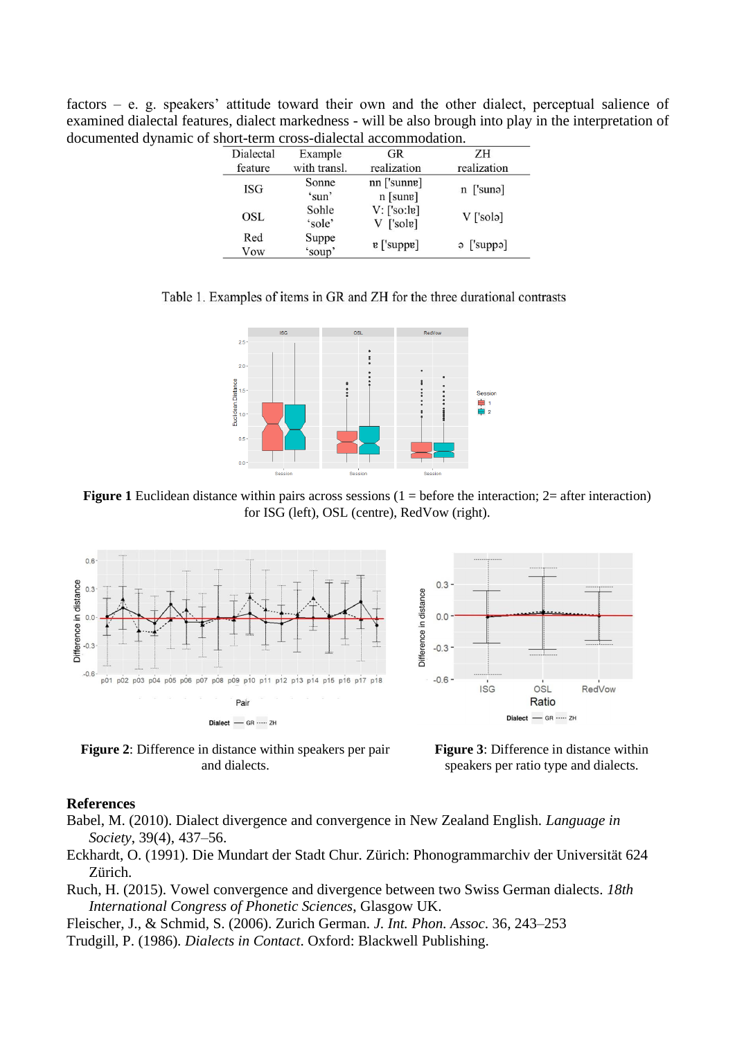factors – e. g. speakers' attitude toward their own and the other dialect, perceptual salience of examined dialectal features, dialect markedness - will be also brough into play in the interpretation of documented dynamic of short-term cross-dialectal accommodation.

| Dialectal feature | Example with transl. | GR realization | ZH realization |
|---|---|---|---|
| ISG | Sonne 'sun' | nn ['sunnɐ] n [sunɐ] | n ['sunə] |
| OSL | Sohle 'sole' | V: ['soːlɐ] V ['solɐ] | V ['solə] |
| Red Vow | Suppe 'soup' | ɐ ['suppɐ] | ə ['suppə] |

Table 1. Examples of items in GR and ZH for the three durational contrasts

ISG
OSL
RedVow
Euclidean Distance
2.5
2.0
1.5
1.0
0.5
0.0
Session
Session
1
2

**Figure 1** Euclidean distance within pairs across sessions (1 = before the interaction; 2= after interaction) for ISG (left), OSL (centre), RedVow (right).

0.6
0.3
0.0
-0.3
-0.6
Difference in distance
p01 p02 p03 p04 p05 p06 p07 p08 p09 p10 p11 p12 p13 p14 p15 p16 p17 p18
Pair
Dialect — GR ····· ZH

**Figure 2**: Difference in distance within speakers per pair and dialects.

0.3
0.0
-0.3
-0.6
Difference in distance
ISG
OSL
RedVow
Ratio
Dialect — GR ····· ZH

**Figure 3**: Difference in distance within speakers per ratio type and dialects.

## References

Babel, M. (2010). Dialect divergence and convergence in New Zealand English. *Language in Society*, 39(4), 437–56.

Eckhardt, O. (1991). Die Mundart der Stadt Chur. Zürich: Phonogrammarchiv der Universität 624 Zürich.

Ruch, H. (2015). Vowel convergence and divergence between two Swiss German dialects. *18th International Congress of Phonetic Sciences*, Glasgow UK.

Fleischer, J., & Schmid, S. (2006). Zurich German. *J. Int. Phon. Assoc.* 36, 243–253

Trudgill, P. (1986). *Dialects in Contact*. Oxford: Blackwell Publishing.